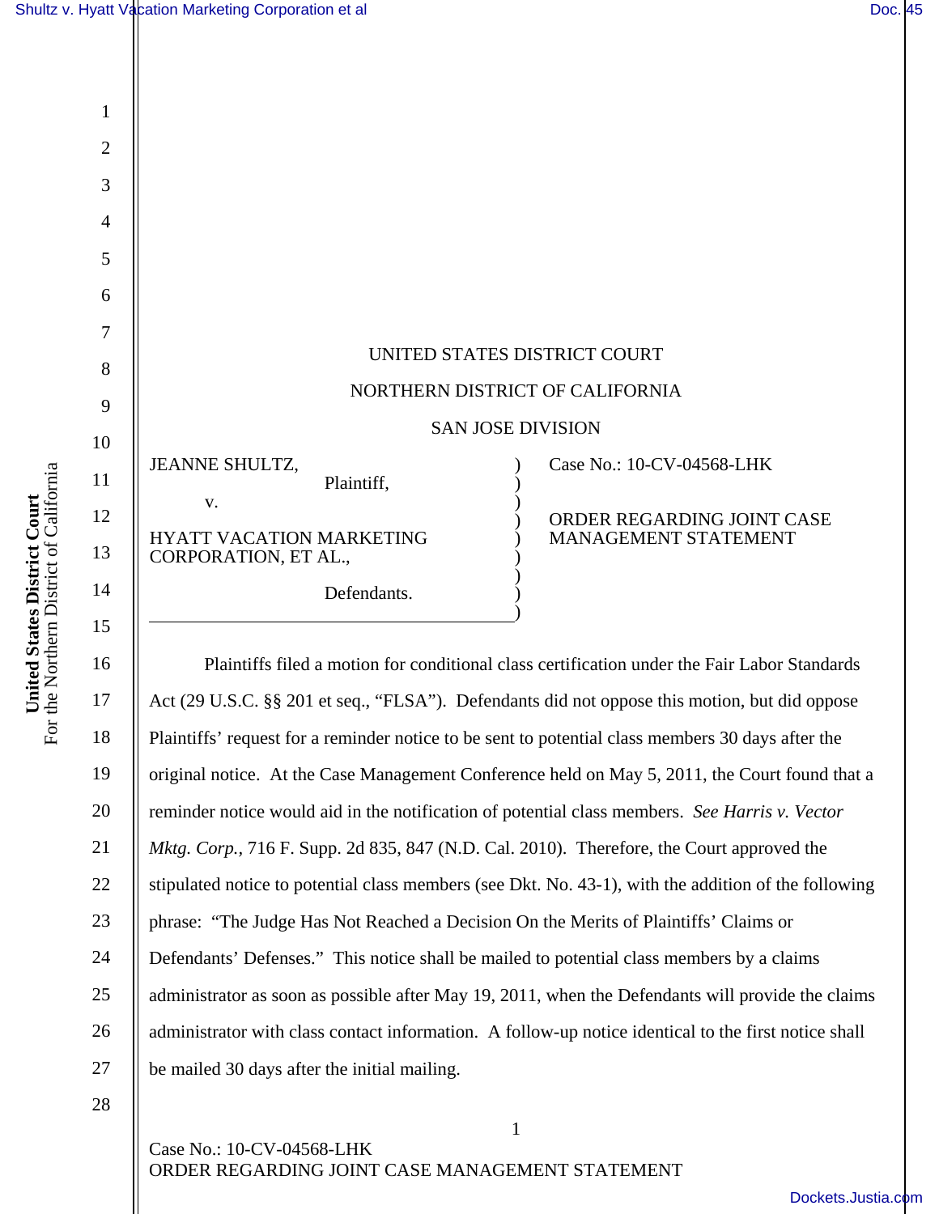UNITED STATES DISTRICT COURT

NORTHERN DISTRICT OF CALIFORNIA

SAN JOSE DIVISION

| | |
|---|---|
| JEANNE SHULTZ, Plaintiff, v. HYATT VACATION MARKETING CORPORATION, ET AL., Defendants. | Case No.: 10-CV-04568-LHK<br><br>ORDER REGARDING JOINT CASE MANAGEMENT STATEMENT |

Plaintiffs filed a motion for conditional class certification under the Fair Labor Standards Act (29 U.S.C. §§ 201 et seq., "FLSA"). Defendants did not oppose this motion, but did oppose Plaintiffs' request for a reminder notice to be sent to potential class members 30 days after the original notice. At the Case Management Conference held on May 5, 2011, the Court found that a reminder notice would aid in the notification of potential class members. *See Harris v. Vector Mktg. Corp.*, 716 F. Supp. 2d 835, 847 (N.D. Cal. 2010). Therefore, the Court approved the stipulated notice to potential class members (see Dkt. No. 43-1), with the addition of the following phrase: "The Judge Has Not Reached a Decision On the Merits of Plaintiffs' Claims or Defendants' Defenses." This notice shall be mailed to potential class members by a claims administrator as soon as possible after May 19, 2011, when the Defendants will provide the claims administrator with class contact information. A follow-up notice identical to the first notice shall be mailed 30 days after the initial mailing.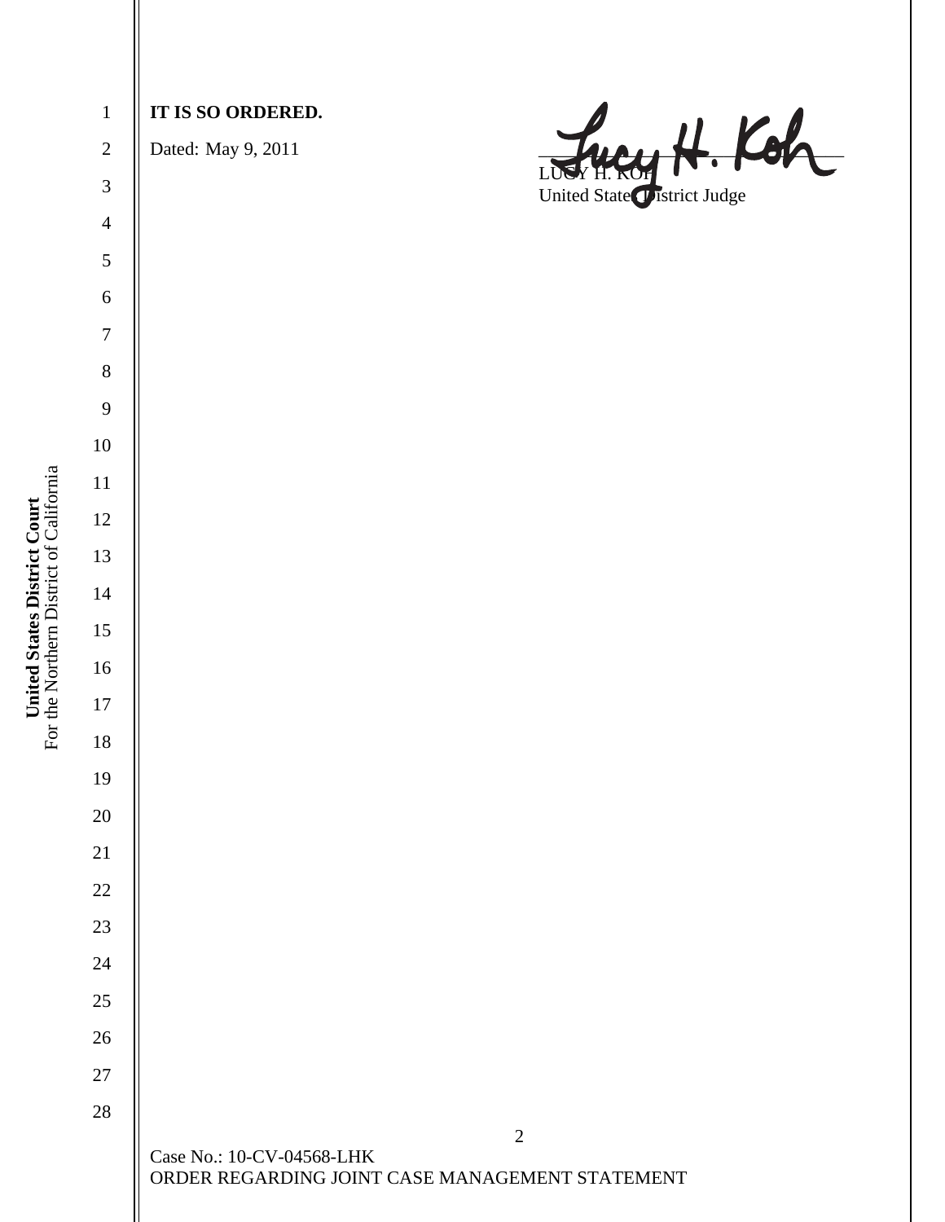**IT IS SO ORDERED.**

Dated: May 9, 2011

LUCY H. KOH
United States District Judge